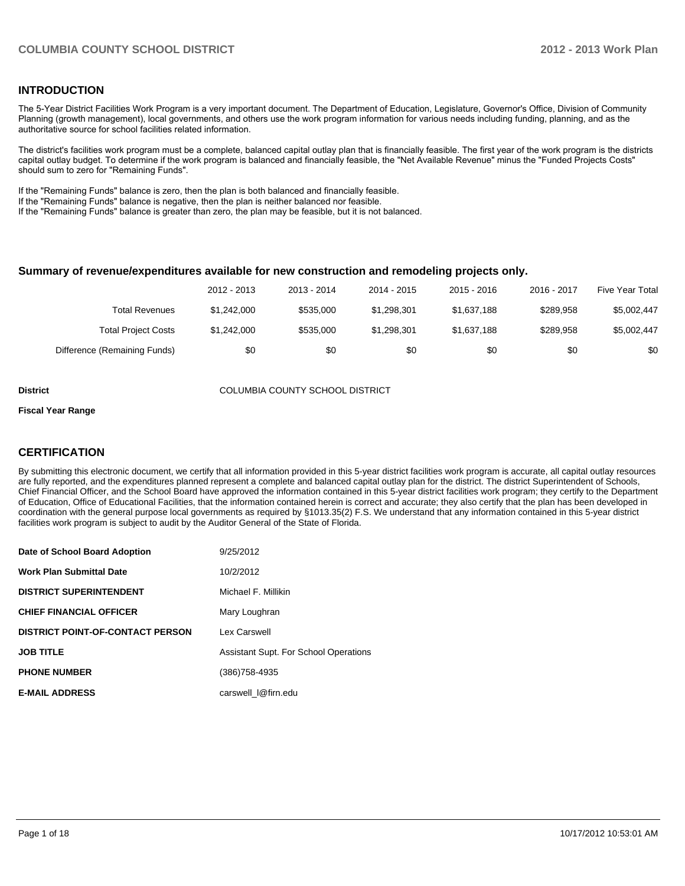## INTRODUCTION

The 5-Year District Facilities Work Program is a very important document. The Department of Education, Legislature, Governor's Office, Division of Community Planning (growth management), local governments, and others use the work program information for various needs including funding, planning, and as the authoritative source for school facilities related information.

The district's facilities work program must be a complete, balanced capital outlay plan that is financially feasible. The first year of the work program is the districts capital outlay budget. To determine if the work program is balanced and financially feasible, the "Net Available Revenue" minus the "Funded Projects Costs" should sum to zero for "Remaining Funds".

If the "Remaining Funds" balance is zero, then the plan is both balanced and financially feasible.
If the "Remaining Funds" balance is negative, then the plan is neither balanced nor feasible.
If the "Remaining Funds" balance is greater than zero, the plan may be feasible, but it is not balanced.

### Summary of revenue/expenditures available for new construction and remodeling projects only.

| | 2012 - 2013 | 2013 - 2014 | 2014 - 2015 | 2015 - 2016 | 2016 - 2017 | Five Year Total |
|---|---|---|---|---|---|---|
| Total Revenues | $1,242,000 | $535,000 | $1,298,301 | $1,637,188 | $289,958 | $5,002,447 |
| Total Project Costs | $1,242,000 | $535,000 | $1,298,301 | $1,637,188 | $289,958 | $5,002,447 |
| Difference (Remaining Funds) | $0 | $0 | $0 | $0 | $0 | $0 |

**District** COLUMBIA COUNTY SCHOOL DISTRICT

**Fiscal Year Range**

## CERTIFICATION

By submitting this electronic document, we certify that all information provided in this 5-year district facilities work program is accurate, all capital outlay resources are fully reported, and the expenditures planned represent a complete and balanced capital outlay plan for the district. The district Superintendent of Schools, Chief Financial Officer, and the School Board have approved the information contained in this 5-year district facilities work program; they certify to the Department of Education, Office of Educational Facilities, that the information contained herein is correct and accurate; they also certify that the plan has been developed in coordination with the general purpose local governments as required by §1013.35(2) F.S. We understand that any information contained in this 5-year district facilities work program is subject to audit by the Auditor General of the State of Florida.

| | |
|---|---|
| **Date of School Board Adoption** | 9/25/2012 |
| **Work Plan Submittal Date** | 10/2/2012 |
| **DISTRICT SUPERINTENDENT** | Michael F. Millikin |
| **CHIEF FINANCIAL OFFICER** | Mary Loughran |
| **DISTRICT POINT-OF-CONTACT PERSON** | Lex Carswell |
| **JOB TITLE** | Assistant Supt. For School Operations |
| **PHONE NUMBER** | (386)758-4935 |
| **E-MAIL ADDRESS** | carswell_l@firn.edu |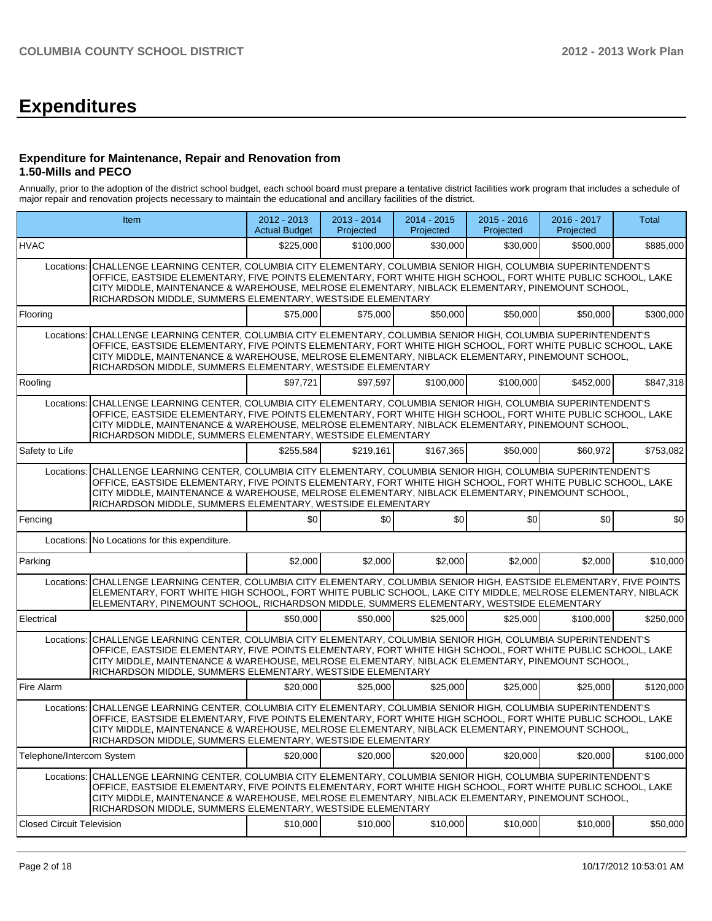# Expenditures

### Expenditure for Maintenance, Repair and Renovation from 1.50-Mills and PECO

Annually, prior to the adoption of the district school budget, each school board must prepare a tentative district facilities work program that includes a schedule of major repair and renovation projects necessary to maintain the educational and ancillary facilities of the district.

| Item | | 2012 - 2013 Actual Budget | 2013 - 2014 Projected | 2014 - 2015 Projected | 2015 - 2016 Projected | 2016 - 2017 Projected | Total |
|---|---|---|---|---|---|---|---|
| HVAC | | $225,000 | $100,000 | $30,000 | $30,000 | $500,000 | $885,000 |
| Locations: | CHALLENGE LEARNING CENTER, COLUMBIA CITY ELEMENTARY, COLUMBIA SENIOR HIGH, COLUMBIA SUPERINTENDENT'S OFFICE, EASTSIDE ELEMENTARY, FIVE POINTS ELEMENTARY, FORT WHITE HIGH SCHOOL, FORT WHITE PUBLIC SCHOOL, LAKE CITY MIDDLE, MAINTENANCE & WAREHOUSE, MELROSE ELEMENTARY, NIBLACK ELEMENTARY, PINEMOUNT SCHOOL, RICHARDSON MIDDLE, SUMMERS ELEMENTARY, WESTSIDE ELEMENTARY | | | | | | |
| Flooring | | $75,000 | $75,000 | $50,000 | $50,000 | $50,000 | $300,000 |
| Locations: | CHALLENGE LEARNING CENTER, COLUMBIA CITY ELEMENTARY, COLUMBIA SENIOR HIGH, COLUMBIA SUPERINTENDENT'S OFFICE, EASTSIDE ELEMENTARY, FIVE POINTS ELEMENTARY, FORT WHITE HIGH SCHOOL, FORT WHITE PUBLIC SCHOOL, LAKE CITY MIDDLE, MAINTENANCE & WAREHOUSE, MELROSE ELEMENTARY, NIBLACK ELEMENTARY, PINEMOUNT SCHOOL, RICHARDSON MIDDLE, SUMMERS ELEMENTARY, WESTSIDE ELEMENTARY | | | | | | |
| Roofing | | $97,721 | $97,597 | $100,000 | $100,000 | $452,000 | $847,318 |
| Locations: | CHALLENGE LEARNING CENTER, COLUMBIA CITY ELEMENTARY, COLUMBIA SENIOR HIGH, COLUMBIA SUPERINTENDENT'S OFFICE, EASTSIDE ELEMENTARY, FIVE POINTS ELEMENTARY, FORT WHITE HIGH SCHOOL, FORT WHITE PUBLIC SCHOOL, LAKE CITY MIDDLE, MAINTENANCE & WAREHOUSE, MELROSE ELEMENTARY, NIBLACK ELEMENTARY, PINEMOUNT SCHOOL, RICHARDSON MIDDLE, SUMMERS ELEMENTARY, WESTSIDE ELEMENTARY | | | | | | |
| Safety to Life | | $255,584 | $219,161 | $167,365 | $50,000 | $60,972 | $753,082 |
| Locations: | CHALLENGE LEARNING CENTER, COLUMBIA CITY ELEMENTARY, COLUMBIA SENIOR HIGH, COLUMBIA SUPERINTENDENT'S OFFICE, EASTSIDE ELEMENTARY, FIVE POINTS ELEMENTARY, FORT WHITE HIGH SCHOOL, FORT WHITE PUBLIC SCHOOL, LAKE CITY MIDDLE, MAINTENANCE & WAREHOUSE, MELROSE ELEMENTARY, NIBLACK ELEMENTARY, PINEMOUNT SCHOOL, RICHARDSON MIDDLE, SUMMERS ELEMENTARY, WESTSIDE ELEMENTARY | | | | | | |
| Fencing | | $0 | $0 | $0 | $0 | $0 | $0 |
| Locations: | No Locations for this expenditure. | | | | | | |
| Parking | | $2,000 | $2,000 | $2,000 | $2,000 | $2,000 | $10,000 |
| Locations: | CHALLENGE LEARNING CENTER, COLUMBIA CITY ELEMENTARY, COLUMBIA SENIOR HIGH, EASTSIDE ELEMENTARY, FIVE POINTS ELEMENTARY, FORT WHITE HIGH SCHOOL, FORT WHITE PUBLIC SCHOOL, LAKE CITY MIDDLE, MELROSE ELEMENTARY, NIBLACK ELEMENTARY, PINEMOUNT SCHOOL, RICHARDSON MIDDLE, SUMMERS ELEMENTARY, WESTSIDE ELEMENTARY | | | | | | |
| Electrical | | $50,000 | $50,000 | $25,000 | $25,000 | $100,000 | $250,000 |
| Locations: | CHALLENGE LEARNING CENTER, COLUMBIA CITY ELEMENTARY, COLUMBIA SENIOR HIGH, COLUMBIA SUPERINTENDENT'S OFFICE, EASTSIDE ELEMENTARY, FIVE POINTS ELEMENTARY, FORT WHITE HIGH SCHOOL, FORT WHITE PUBLIC SCHOOL, LAKE CITY MIDDLE, MAINTENANCE & WAREHOUSE, MELROSE ELEMENTARY, NIBLACK ELEMENTARY, PINEMOUNT SCHOOL, RICHARDSON MIDDLE, SUMMERS ELEMENTARY, WESTSIDE ELEMENTARY | | | | | | |
| Fire Alarm | | $20,000 | $25,000 | $25,000 | $25,000 | $25,000 | $120,000 |
| Locations: | CHALLENGE LEARNING CENTER, COLUMBIA CITY ELEMENTARY, COLUMBIA SENIOR HIGH, COLUMBIA SUPERINTENDENT'S OFFICE, EASTSIDE ELEMENTARY, FIVE POINTS ELEMENTARY, FORT WHITE HIGH SCHOOL, FORT WHITE PUBLIC SCHOOL, LAKE CITY MIDDLE, MAINTENANCE & WAREHOUSE, MELROSE ELEMENTARY, NIBLACK ELEMENTARY, PINEMOUNT SCHOOL, RICHARDSON MIDDLE, SUMMERS ELEMENTARY, WESTSIDE ELEMENTARY | | | | | | |
| Telephone/Intercom System | | $20,000 | $20,000 | $20,000 | $20,000 | $20,000 | $100,000 |
| Locations: | CHALLENGE LEARNING CENTER, COLUMBIA CITY ELEMENTARY, COLUMBIA SENIOR HIGH, COLUMBIA SUPERINTENDENT'S OFFICE, EASTSIDE ELEMENTARY, FIVE POINTS ELEMENTARY, FORT WHITE HIGH SCHOOL, FORT WHITE PUBLIC SCHOOL, LAKE CITY MIDDLE, MAINTENANCE & WAREHOUSE, MELROSE ELEMENTARY, NIBLACK ELEMENTARY, PINEMOUNT SCHOOL, RICHARDSON MIDDLE, SUMMERS ELEMENTARY, WESTSIDE ELEMENTARY | | | | | | |
| Closed Circuit Television | | $10,000 | $10,000 | $10,000 | $10,000 | $10,000 | $50,000 |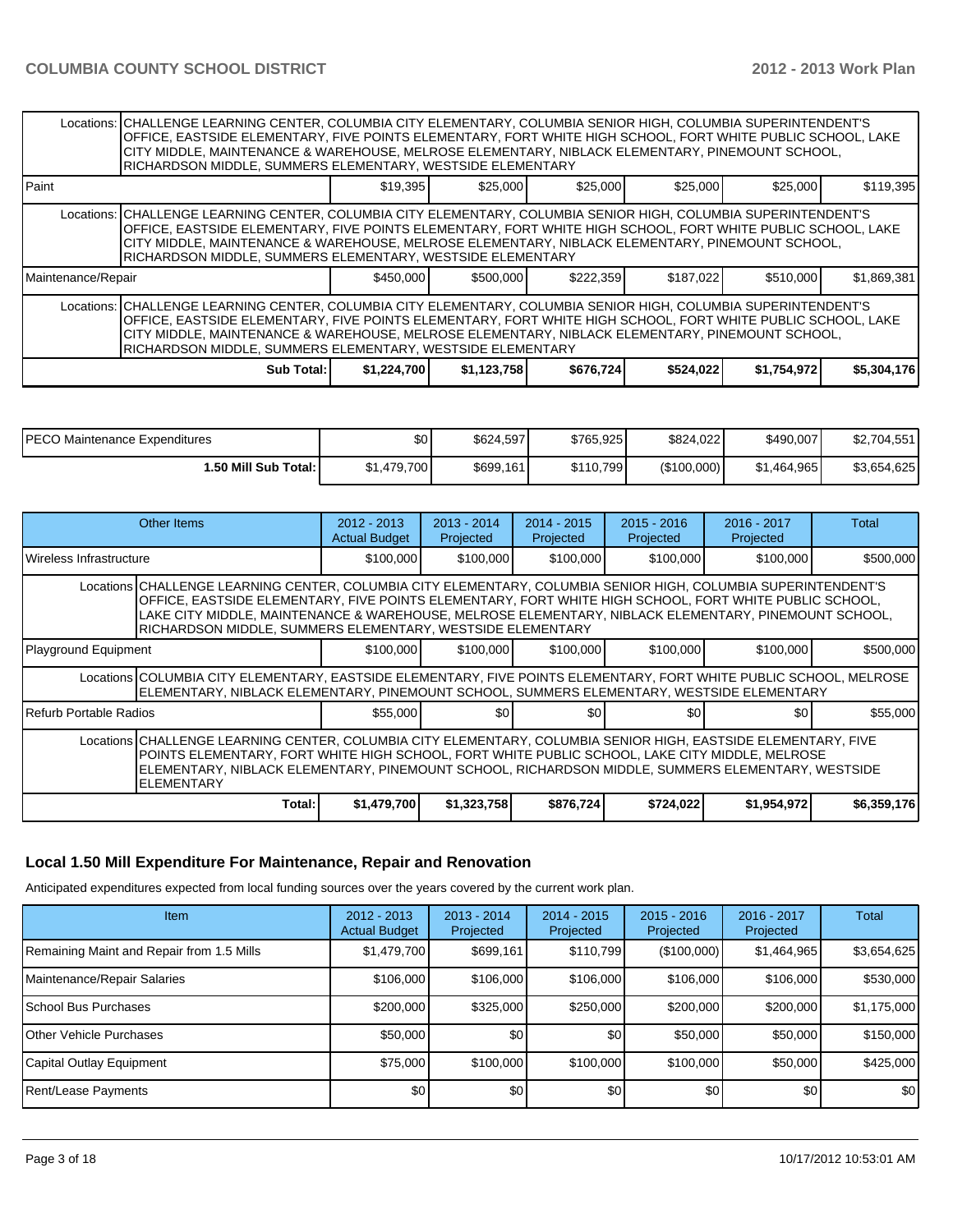| | | | | | | |
|---|---|---|---|---|---|---|
| Locations: CHALLENGE LEARNING CENTER, COLUMBIA CITY ELEMENTARY, COLUMBIA SENIOR HIGH, COLUMBIA SUPERINTENDENT'S OFFICE, EASTSIDE ELEMENTARY, FIVE POINTS ELEMENTARY, FORT WHITE HIGH SCHOOL, FORT WHITE PUBLIC SCHOOL, LAKE CITY MIDDLE, MAINTENANCE & WAREHOUSE, MELROSE ELEMENTARY, NIBLACK ELEMENTARY, PINEMOUNT SCHOOL, RICHARDSON MIDDLE, SUMMERS ELEMENTARY, WESTSIDE ELEMENTARY | | | | | | |
| Paint | $19,395 | $25,000 | $25,000 | $25,000 | $25,000 | $119,395 |
| Locations: CHALLENGE LEARNING CENTER, COLUMBIA CITY ELEMENTARY, COLUMBIA SENIOR HIGH, COLUMBIA SUPERINTENDENT'S OFFICE, EASTSIDE ELEMENTARY, FIVE POINTS ELEMENTARY, FORT WHITE HIGH SCHOOL, FORT WHITE PUBLIC SCHOOL, LAKE CITY MIDDLE, MAINTENANCE & WAREHOUSE, MELROSE ELEMENTARY, NIBLACK ELEMENTARY, PINEMOUNT SCHOOL, RICHARDSON MIDDLE, SUMMERS ELEMENTARY, WESTSIDE ELEMENTARY | | | | | | |
| Maintenance/Repair | $450,000 | $500,000 | $222,359 | $187,022 | $510,000 | $1,869,381 |
| Locations: CHALLENGE LEARNING CENTER, COLUMBIA CITY ELEMENTARY, COLUMBIA SENIOR HIGH, COLUMBIA SUPERINTENDENT'S OFFICE, EASTSIDE ELEMENTARY, FIVE POINTS ELEMENTARY, FORT WHITE HIGH SCHOOL, FORT WHITE PUBLIC SCHOOL, LAKE CITY MIDDLE, MAINTENANCE & WAREHOUSE, MELROSE ELEMENTARY, NIBLACK ELEMENTARY, PINEMOUNT SCHOOL, RICHARDSON MIDDLE, SUMMERS ELEMENTARY, WESTSIDE ELEMENTARY | | | | | | |
| **Sub Total:** | **$1,224,700** | **$1,123,758** | **$676,724** | **$524,022** | **$1,754,972** | **$5,304,176** |

| | | | | | | |
|---|---|---|---|---|---|---|
| PECO Maintenance Expenditures | $0 | $624,597 | $765,925 | $824,022 | $490,007 | $2,704,551 |
| **1.50 Mill Sub Total:** | $1,479,700 | $699,161 | $110,799 | ($100,000) | $1,464,965 | $3,654,625 |

| Other Items | 2012 - 2013 Actual Budget | 2013 - 2014 Projected | 2014 - 2015 Projected | 2015 - 2016 Projected | 2016 - 2017 Projected | Total |
|---|---|---|---|---|---|---|
| Wireless Infrastructure | $100,000 | $100,000 | $100,000 | $100,000 | $100,000 | $500,000 |
| Locations CHALLENGE LEARNING CENTER, COLUMBIA CITY ELEMENTARY, COLUMBIA SENIOR HIGH, COLUMBIA SUPERINTENDENT'S OFFICE, EASTSIDE ELEMENTARY, FIVE POINTS ELEMENTARY, FORT WHITE HIGH SCHOOL, FORT WHITE PUBLIC SCHOOL, LAKE CITY MIDDLE, MAINTENANCE & WAREHOUSE, MELROSE ELEMENTARY, NIBLACK ELEMENTARY, PINEMOUNT SCHOOL, RICHARDSON MIDDLE, SUMMERS ELEMENTARY, WESTSIDE ELEMENTARY | | | | | | |
| Playground Equipment | $100,000 | $100,000 | $100,000 | $100,000 | $100,000 | $500,000 |
| Locations COLUMBIA CITY ELEMENTARY, EASTSIDE ELEMENTARY, FIVE POINTS ELEMENTARY, FORT WHITE PUBLIC SCHOOL, MELROSE ELEMENTARY, NIBLACK ELEMENTARY, PINEMOUNT SCHOOL, SUMMERS ELEMENTARY, WESTSIDE ELEMENTARY | | | | | | |
| Refurb Portable Radios | $55,000 | $0 | $0 | $0 | $0 | $55,000 |
| Locations CHALLENGE LEARNING CENTER, COLUMBIA CITY ELEMENTARY, COLUMBIA SENIOR HIGH, EASTSIDE ELEMENTARY, FIVE POINTS ELEMENTARY, FORT WHITE HIGH SCHOOL, FORT WHITE PUBLIC SCHOOL, LAKE CITY MIDDLE, MELROSE ELEMENTARY, NIBLACK ELEMENTARY, PINEMOUNT SCHOOL, RICHARDSON MIDDLE, SUMMERS ELEMENTARY, WESTSIDE ELEMENTARY | | | | | | |
| **Total:** | **$1,479,700** | **$1,323,758** | **$876,724** | **$724,022** | **$1,954,972** | **$6,359,176** |

## Local 1.50 Mill Expenditure For Maintenance, Repair and Renovation

Anticipated expenditures expected from local funding sources over the years covered by the current work plan.

| Item | 2012 - 2013 Actual Budget | 2013 - 2014 Projected | 2014 - 2015 Projected | 2015 - 2016 Projected | 2016 - 2017 Projected | Total |
|---|---|---|---|---|---|---|
| Remaining Maint and Repair from 1.5 Mills | $1,479,700 | $699,161 | $110,799 | ($100,000) | $1,464,965 | $3,654,625 |
| Maintenance/Repair Salaries | $106,000 | $106,000 | $106,000 | $106,000 | $106,000 | $530,000 |
| School Bus Purchases | $200,000 | $325,000 | $250,000 | $200,000 | $200,000 | $1,175,000 |
| Other Vehicle Purchases | $50,000 | $0 | $0 | $50,000 | $50,000 | $150,000 |
| Capital Outlay Equipment | $75,000 | $100,000 | $100,000 | $100,000 | $50,000 | $425,000 |
| Rent/Lease Payments | $0 | $0 | $0 | $0 | $0 | $0 |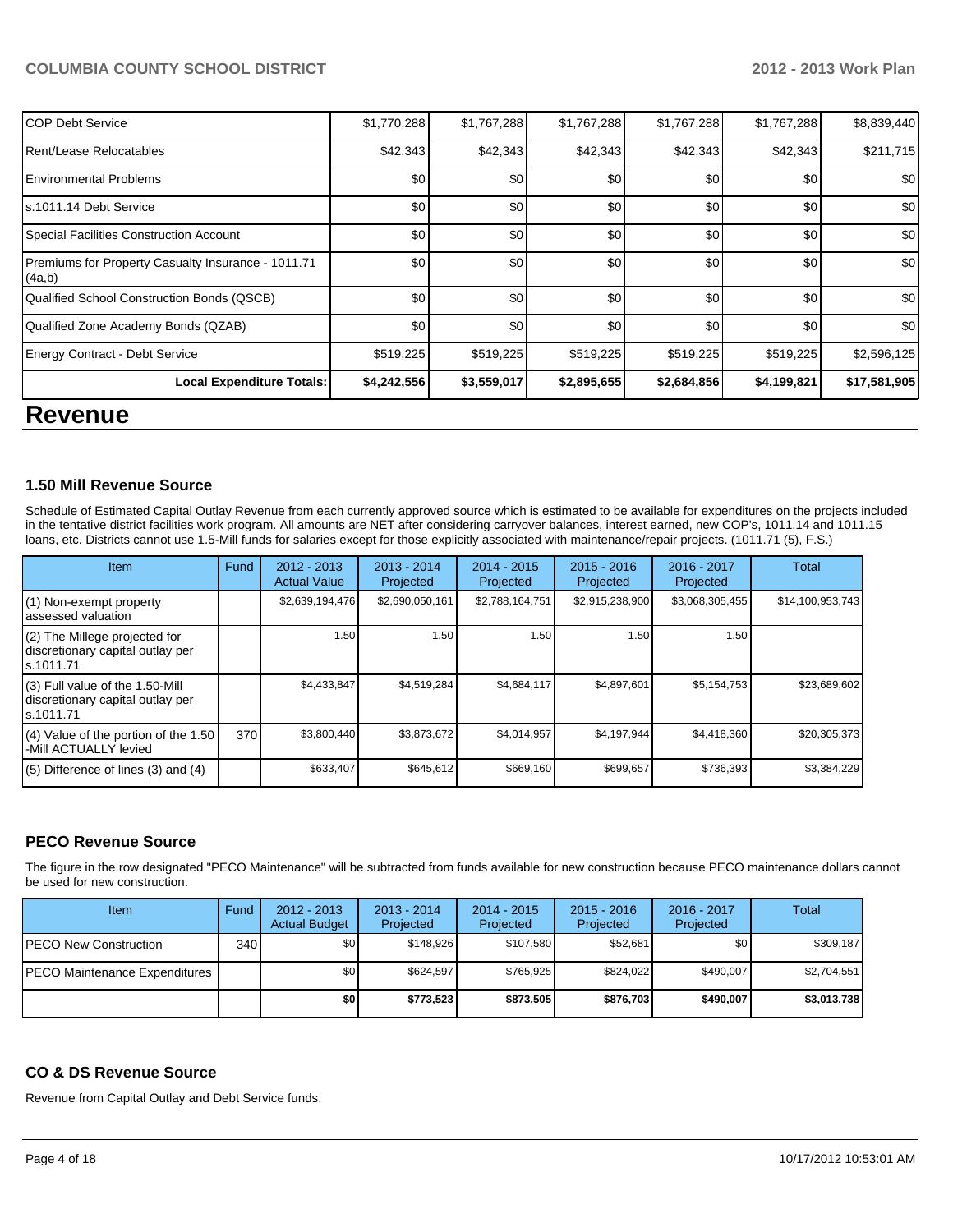| COP Debt Service | $1,770,288 | $1,767,288 | $1,767,288 | $1,767,288 | $1,767,288 | $8,839,440 |
|---|---|---|---|---|---|---|
| Rent/Lease Relocatables | $42,343 | $42,343 | $42,343 | $42,343 | $42,343 | $211,715 |
| Environmental Problems | $0 | $0 | $0 | $0 | $0 | $0 |
| s.1011.14 Debt Service | $0 | $0 | $0 | $0 | $0 | $0 |
| Special Facilities Construction Account | $0 | $0 | $0 | $0 | $0 | $0 |
| Premiums for Property Casualty Insurance - 1011.71 (4a,b) | $0 | $0 | $0 | $0 | $0 | $0 |
| Qualified School Construction Bonds (QSCB) | $0 | $0 | $0 | $0 | $0 | $0 |
| Qualified Zone Academy Bonds (QZAB) | $0 | $0 | $0 | $0 | $0 | $0 |
| Energy Contract - Debt Service | $519,225 | $519,225 | $519,225 | $519,225 | $519,225 | $2,596,125 |
| **Local Expenditure Totals:** | **$4,242,556** | **$3,559,017** | **$2,895,655** | **$2,684,856** | **$4,199,821** | **$17,581,905** |

# Revenue

### 1.50 Mill Revenue Source

Schedule of Estimated Capital Outlay Revenue from each currently approved source which is estimated to be available for expenditures on the projects included in the tentative district facilities work program. All amounts are NET after considering carryover balances, interest earned, new COP's, 1011.14 and 1011.15 loans, etc. Districts cannot use 1.5-Mill funds for salaries except for those explicitly associated with maintenance/repair projects. (1011.71 (5), F.S.)

| Item | Fund | 2012 - 2013 Actual Value | 2013 - 2014 Projected | 2014 - 2015 Projected | 2015 - 2016 Projected | 2016 - 2017 Projected | Total |
|---|---|---|---|---|---|---|---|
| (1) Non-exempt property assessed valuation | | $2,639,194,476 | $2,690,050,161 | $2,788,164,751 | $2,915,238,900 | $3,068,305,455 | $14,100,953,743 |
| (2) The Millege projected for discretionary capital outlay per s.1011.71 | | 1.50 | 1.50 | 1.50 | 1.50 | 1.50 | |
| (3) Full value of the 1.50-Mill discretionary capital outlay per s.1011.71 | | $4,433,847 | $4,519,284 | $4,684,117 | $4,897,601 | $5,154,753 | $23,689,602 |
| (4) Value of the portion of the 1.50 -Mill ACTUALLY levied | 370 | $3,800,440 | $3,873,672 | $4,014,957 | $4,197,944 | $4,418,360 | $20,305,373 |
| (5) Difference of lines (3) and (4) | | $633,407 | $645,612 | $669,160 | $699,657 | $736,393 | $3,384,229 |

### PECO Revenue Source

The figure in the row designated "PECO Maintenance" will be subtracted from funds available for new construction because PECO maintenance dollars cannot be used for new construction.

| Item | Fund | 2012 - 2013 Actual Budget | 2013 - 2014 Projected | 2014 - 2015 Projected | 2015 - 2016 Projected | 2016 - 2017 Projected | Total |
|---|---|---|---|---|---|---|---|
| PECO New Construction | 340 | $0 | $148,926 | $107,580 | $52,681 | $0 | $309,187 |
| PECO Maintenance Expenditures | | $0 | $624,597 | $765,925 | $824,022 | $490,007 | $2,704,551 |
| | | **$0** | **$773,523** | **$873,505** | **$876,703** | **$490,007** | **$3,013,738** |

### CO & DS Revenue Source

Revenue from Capital Outlay and Debt Service funds.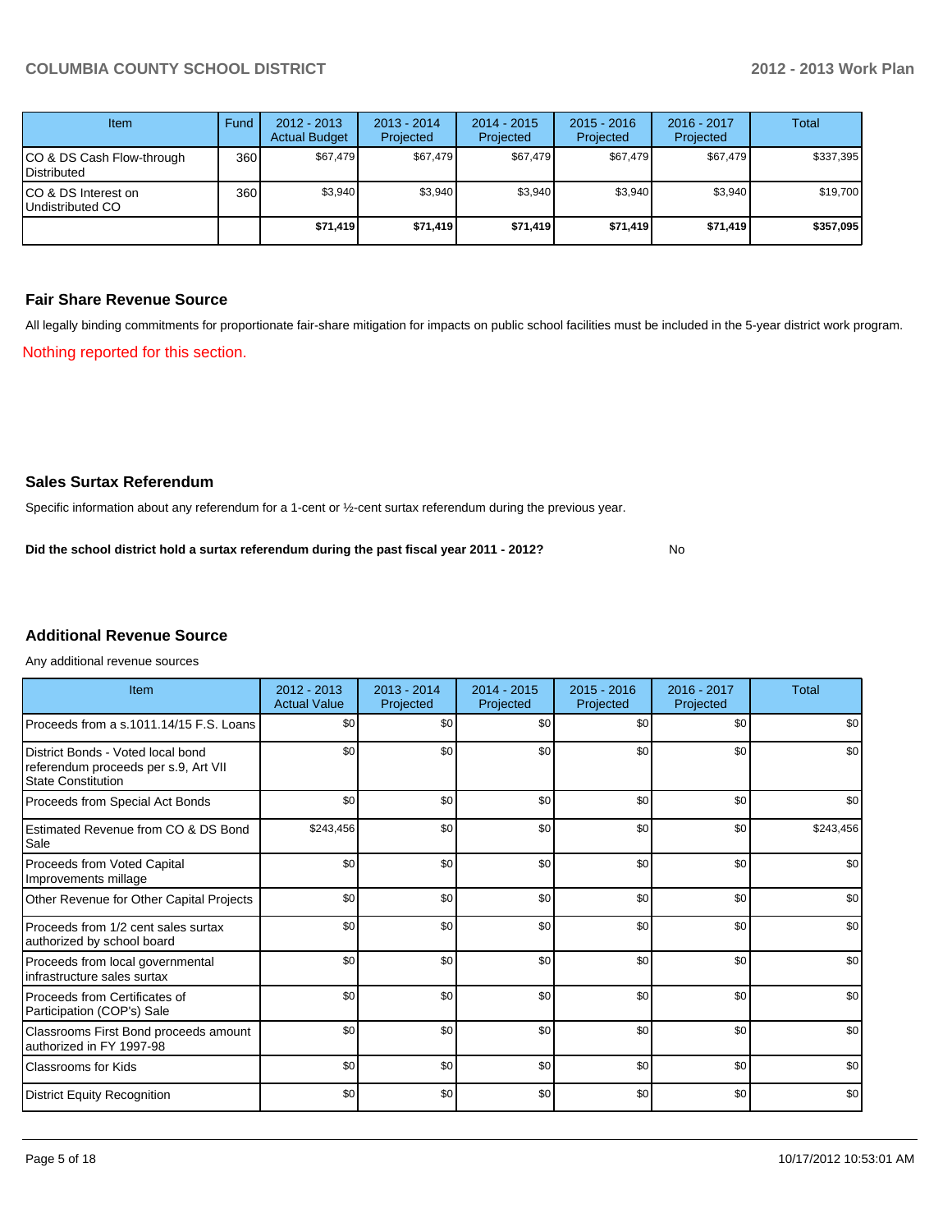| Item | Fund | 2012 - 2013 Actual Budget | 2013 - 2014 Projected | 2014 - 2015 Projected | 2015 - 2016 Projected | 2016 - 2017 Projected | Total |
|---|---|---|---|---|---|---|---|
| CO & DS Cash Flow-through Distributed | 360 | $67,479 | $67,479 | $67,479 | $67,479 | $67,479 | $337,395 |
| CO & DS Interest on Undistributed CO | 360 | $3,940 | $3,940 | $3,940 | $3,940 | $3,940 | $19,700 |
| | | **$71,419** | **$71,419** | **$71,419** | **$71,419** | **$71,419** | **$357,095** |

## Fair Share Revenue Source

All legally binding commitments for proportionate fair-share mitigation for impacts on public school facilities must be included in the 5-year district work program.

Nothing reported for this section.

## Sales Surtax Referendum

Specific information about any referendum for a 1-cent or ½-cent surtax referendum during the previous year.

**Did the school district hold a surtax referendum during the past fiscal year 2011 - 2012?** No

## Additional Revenue Source

Any additional revenue sources

| Item | 2012 - 2013 Actual Value | 2013 - 2014 Projected | 2014 - 2015 Projected | 2015 - 2016 Projected | 2016 - 2017 Projected | Total |
|---|---|---|---|---|---|---|
| Proceeds from a s.1011.14/15 F.S. Loans | $0 | $0 | $0 | $0 | $0 | $0 |
| District Bonds - Voted local bond referendum proceeds per s.9, Art VII State Constitution | $0 | $0 | $0 | $0 | $0 | $0 |
| Proceeds from Special Act Bonds | $0 | $0 | $0 | $0 | $0 | $0 |
| Estimated Revenue from CO & DS Bond Sale | $243,456 | $0 | $0 | $0 | $0 | $243,456 |
| Proceeds from Voted Capital Improvements millage | $0 | $0 | $0 | $0 | $0 | $0 |
| Other Revenue for Other Capital Projects | $0 | $0 | $0 | $0 | $0 | $0 |
| Proceeds from 1/2 cent sales surtax authorized by school board | $0 | $0 | $0 | $0 | $0 | $0 |
| Proceeds from local governmental infrastructure sales surtax | $0 | $0 | $0 | $0 | $0 | $0 |
| Proceeds from Certificates of Participation (COP's) Sale | $0 | $0 | $0 | $0 | $0 | $0 |
| Classrooms First Bond proceeds amount authorized in FY 1997-98 | $0 | $0 | $0 | $0 | $0 | $0 |
| Classrooms for Kids | $0 | $0 | $0 | $0 | $0 | $0 |
| District Equity Recognition | $0 | $0 | $0 | $0 | $0 | $0 |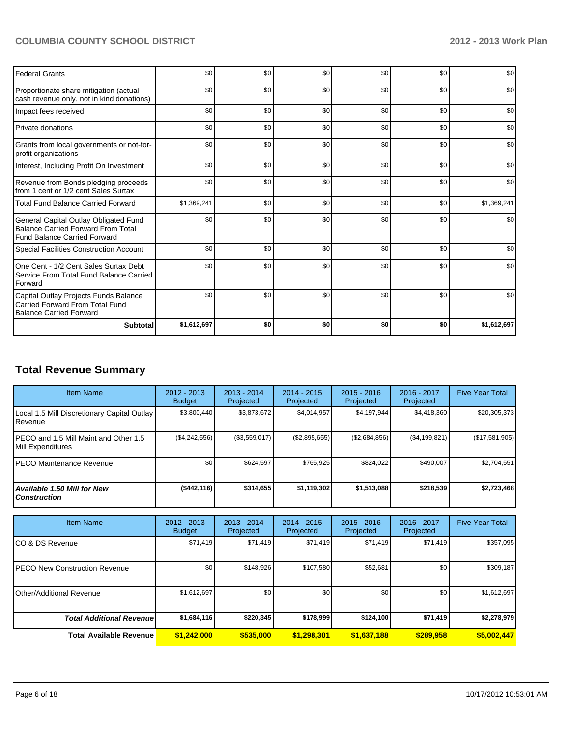| | | | | | | |
|---|---|---|---|---|---|---|
| Federal Grants | $0 | $0 | $0 | $0 | $0 | $0 |
| Proportionate share mitigation (actual cash revenue only, not in kind donations) | $0 | $0 | $0 | $0 | $0 | $0 |
| Impact fees received | $0 | $0 | $0 | $0 | $0 | $0 |
| Private donations | $0 | $0 | $0 | $0 | $0 | $0 |
| Grants from local governments or not-for-profit organizations | $0 | $0 | $0 | $0 | $0 | $0 |
| Interest, Including Profit On Investment | $0 | $0 | $0 | $0 | $0 | $0 |
| Revenue from Bonds pledging proceeds from 1 cent or 1/2 cent Sales Surtax | $0 | $0 | $0 | $0 | $0 | $0 |
| Total Fund Balance Carried Forward | $1,369,241 | $0 | $0 | $0 | $0 | $1,369,241 |
| General Capital Outlay Obligated Fund Balance Carried Forward From Total Fund Balance Carried Forward | $0 | $0 | $0 | $0 | $0 | $0 |
| Special Facilities Construction Account | $0 | $0 | $0 | $0 | $0 | $0 |
| One Cent - 1/2 Cent Sales Surtax Debt Service From Total Fund Balance Carried Forward | $0 | $0 | $0 | $0 | $0 | $0 |
| Capital Outlay Projects Funds Balance Carried Forward From Total Fund Balance Carried Forward | $0 | $0 | $0 | $0 | $0 | $0 |
| **Subtotal** | **$1,612,697** | **$0** | **$0** | **$0** | **$0** | **$1,612,697** |

## Total Revenue Summary

| Item Name | 2012 - 2013 Budget | 2013 - 2014 Projected | 2014 - 2015 Projected | 2015 - 2016 Projected | 2016 - 2017 Projected | Five Year Total |
|---|---|---|---|---|---|---|
| Local 1.5 Mill Discretionary Capital Outlay Revenue | $3,800,440 | $3,873,672 | $4,014,957 | $4,197,944 | $4,418,360 | $20,305,373 |
| PECO and 1.5 Mill Maint and Other 1.5 Mill Expenditures | ($4,242,556) | ($3,559,017) | ($2,895,655) | ($2,684,856) | ($4,199,821) | ($17,581,905) |
| PECO Maintenance Revenue | $0 | $624,597 | $765,925 | $824,022 | $490,007 | $2,704,551 |
| ***Available 1.50 Mill for New Construction*** | **($442,116)** | **$314,655** | **$1,119,302** | **$1,513,088** | **$218,539** | **$2,723,468** |

| Item Name | 2012 - 2013 Budget | 2013 - 2014 Projected | 2014 - 2015 Projected | 2015 - 2016 Projected | 2016 - 2017 Projected | Five Year Total |
|---|---|---|---|---|---|---|
| CO & DS Revenue | $71,419 | $71,419 | $71,419 | $71,419 | $71,419 | $357,095 |
| PECO New Construction Revenue | $0 | $148,926 | $107,580 | $52,681 | $0 | $309,187 |
| Other/Additional Revenue | $1,612,697 | $0 | $0 | $0 | $0 | $1,612,697 |
| ***Total Additional Revenue*** | **$1,684,116** | **$220,345** | **$178,999** | **$124,100** | **$71,419** | **$2,278,979** |
| **Total Available Revenue** | **$1,242,000** | **$535,000** | **$1,298,301** | **$1,637,188** | **$289,958** | **$5,002,447** |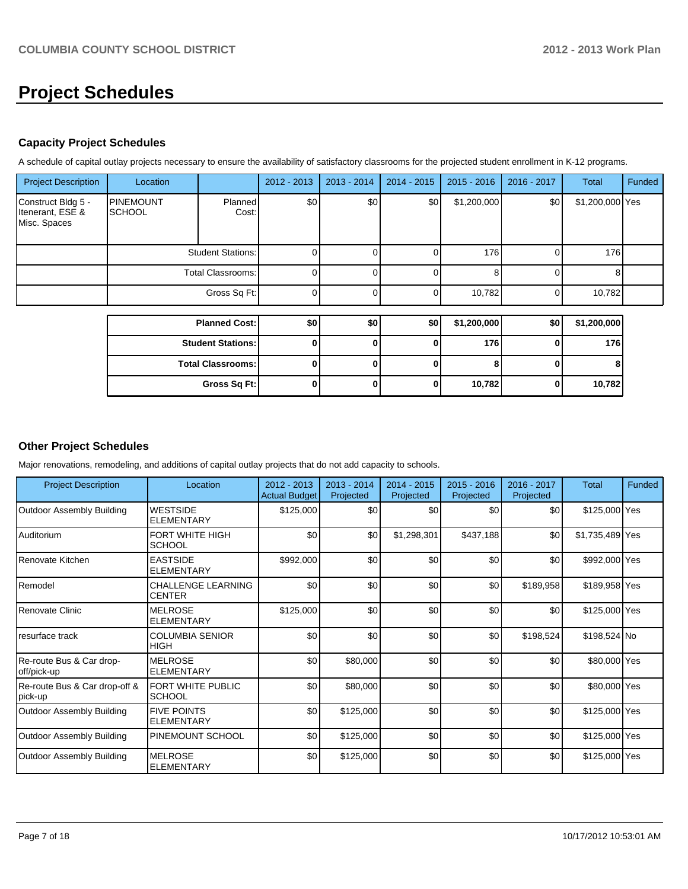# Project Schedules

## Capacity Project Schedules

A schedule of capital outlay projects necessary to ensure the availability of satisfactory classrooms for the projected student enrollment in K-12 programs.

| Project Description | Location | | 2012 - 2013 | 2013 - 2014 | 2014 - 2015 | 2015 - 2016 | 2016 - 2017 | Total | Funded |
|---|---|---|---|---|---|---|---|---|---|
| Construct Bldg 5 - Itenerant, ESE & Misc. Spaces | PINEMOUNT SCHOOL | Planned Cost: | $0 | $0 | $0 | $1,200,000 | $0 | $1,200,000 | Yes |
| | | Student Stations: | 0 | 0 | 0 | 176 | 0 | 176 | |
| | | Total Classrooms: | 0 | 0 | 0 | 8 | 0 | 8 | |
| | | Gross Sq Ft: | 0 | 0 | 0 | 10,782 | 0 | 10,782 | |

| | 2012 - 2013 | 2013 - 2014 | 2014 - 2015 | 2015 - 2016 | 2016 - 2017 | Total |
|---|---|---|---|---|---|---|
| **Planned Cost:** | **$0** | **$0** | **$0** | **$1,200,000** | **$0** | **$1,200,000** |
| **Student Stations:** | **0** | **0** | **0** | **176** | **0** | **176** |
| **Total Classrooms:** | **0** | **0** | **0** | **8** | **0** | **8** |
| **Gross Sq Ft:** | **0** | **0** | **0** | **10,782** | **0** | **10,782** |

## Other Project Schedules

Major renovations, remodeling, and additions of capital outlay projects that do not add capacity to schools.

| Project Description | Location | 2012 - 2013 Actual Budget | 2013 - 2014 Projected | 2014 - 2015 Projected | 2015 - 2016 Projected | 2016 - 2017 Projected | Total | Funded |
|---|---|---|---|---|---|---|---|---|
| Outdoor Assembly Building | WESTSIDE ELEMENTARY | $125,000 | $0 | $0 | $0 | $0 | $125,000 | Yes |
| Auditorium | FORT WHITE HIGH SCHOOL | $0 | $0 | $1,298,301 | $437,188 | $0 | $1,735,489 | Yes |
| Renovate Kitchen | EASTSIDE ELEMENTARY | $992,000 | $0 | $0 | $0 | $0 | $992,000 | Yes |
| Remodel | CHALLENGE LEARNING CENTER | $0 | $0 | $0 | $0 | $189,958 | $189,958 | Yes |
| Renovate Clinic | MELROSE ELEMENTARY | $125,000 | $0 | $0 | $0 | $0 | $125,000 | Yes |
| resurface track | COLUMBIA SENIOR HIGH | $0 | $0 | $0 | $0 | $198,524 | $198,524 | No |
| Re-route Bus & Car drop-off/pick-up | MELROSE ELEMENTARY | $0 | $80,000 | $0 | $0 | $0 | $80,000 | Yes |
| Re-route Bus & Car drop-off & pick-up | FORT WHITE PUBLIC SCHOOL | $0 | $80,000 | $0 | $0 | $0 | $80,000 | Yes |
| Outdoor Assembly Building | FIVE POINTS ELEMENTARY | $0 | $125,000 | $0 | $0 | $0 | $125,000 | Yes |
| Outdoor Assembly Building | PINEMOUNT SCHOOL | $0 | $125,000 | $0 | $0 | $0 | $125,000 | Yes |
| Outdoor Assembly Building | MELROSE ELEMENTARY | $0 | $125,000 | $0 | $0 | $0 | $125,000 | Yes |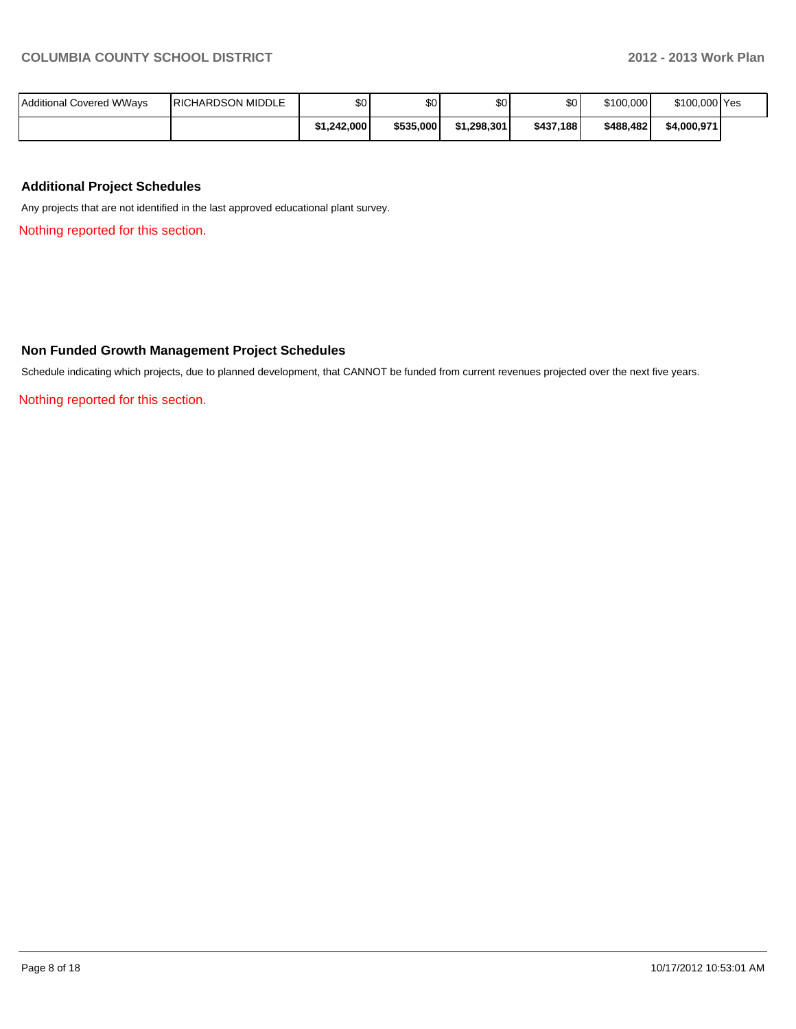| | | | | | | | | |
|---|---|---|---|---|---|---|---|---|
| Additional Covered WWays | RICHARDSON MIDDLE | $0 | $0 | $0 | $0 | $100,000 | $100,000 | Yes |
| | | **$1,242,000** | **$535,000** | **$1,298,301** | **$437,188** | **$488,482** | **$4,000,971** | |

### Additional Project Schedules

Any projects that are not identified in the last approved educational plant survey.

Nothing reported for this section.

### Non Funded Growth Management Project Schedules

Schedule indicating which projects, due to planned development, that CANNOT be funded from current revenues projected over the next five years.

Nothing reported for this section.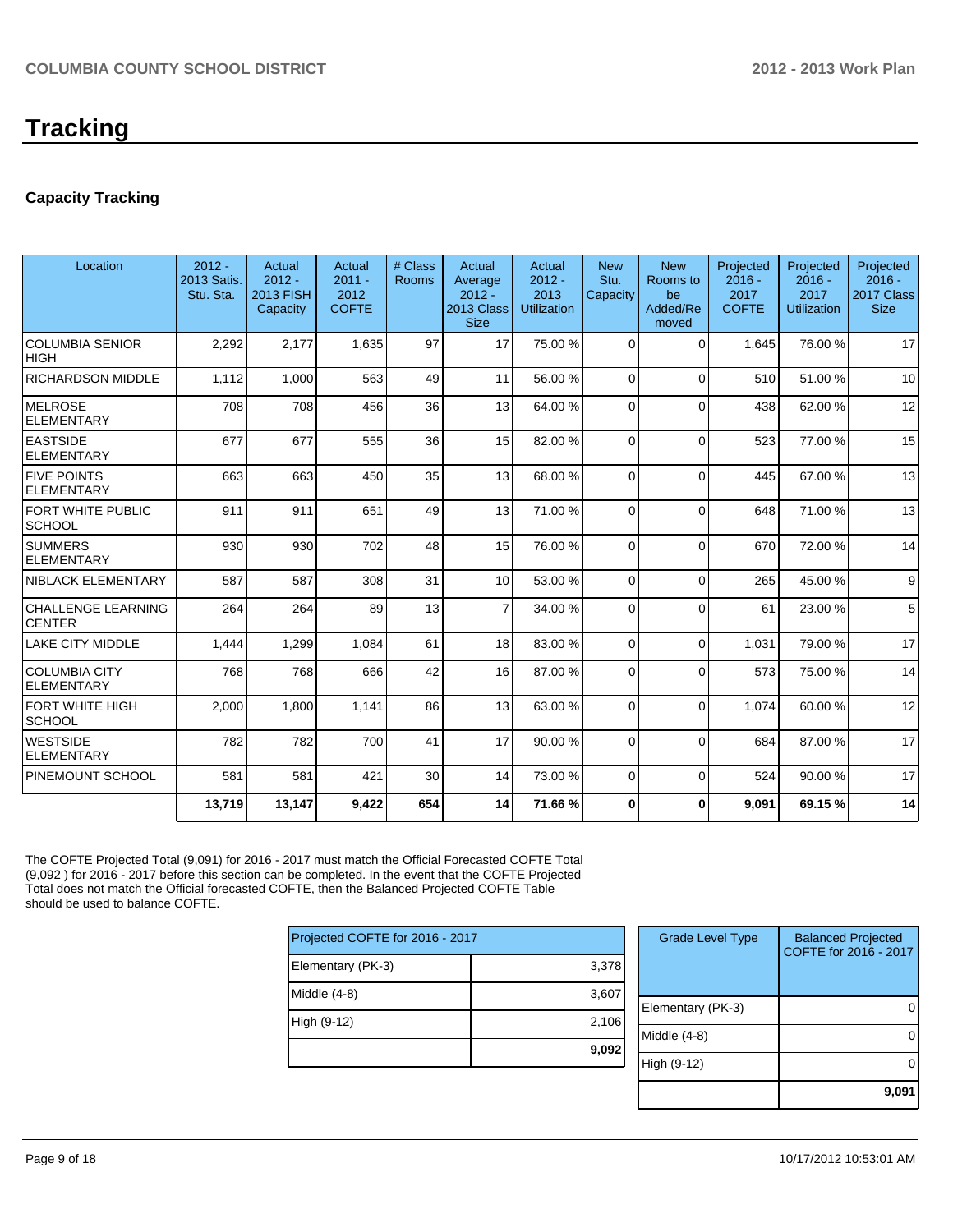# Tracking

### Capacity Tracking

| Location | 2012 - 2013 Satis. Stu. Sta. | Actual 2012 - 2013 FISH Capacity | Actual 2011 - 2012 COFTE | # Class Rooms | Actual Average 2012 - 2013 Class Size | Actual 2012 - 2013 Utilization | New Stu. Capacity | New Rooms to be Added/Removed | Projected 2016 - 2017 COFTE | Projected 2016 - 2017 Utilization | Projected 2016 - 2017 Class Size |
|---|---|---|---|---|---|---|---|---|---|---|---|
| COLUMBIA SENIOR HIGH | 2,292 | 2,177 | 1,635 | 97 | 17 | 75.00 % | 0 | 0 | 1,645 | 76.00 % | 17 |
| RICHARDSON MIDDLE | 1,112 | 1,000 | 563 | 49 | 11 | 56.00 % | 0 | 0 | 510 | 51.00 % | 10 |
| MELROSE ELEMENTARY | 708 | 708 | 456 | 36 | 13 | 64.00 % | 0 | 0 | 438 | 62.00 % | 12 |
| EASTSIDE ELEMENTARY | 677 | 677 | 555 | 36 | 15 | 82.00 % | 0 | 0 | 523 | 77.00 % | 15 |
| FIVE POINTS ELEMENTARY | 663 | 663 | 450 | 35 | 13 | 68.00 % | 0 | 0 | 445 | 67.00 % | 13 |
| FORT WHITE PUBLIC SCHOOL | 911 | 911 | 651 | 49 | 13 | 71.00 % | 0 | 0 | 648 | 71.00 % | 13 |
| SUMMERS ELEMENTARY | 930 | 930 | 702 | 48 | 15 | 76.00 % | 0 | 0 | 670 | 72.00 % | 14 |
| NIBLACK ELEMENTARY | 587 | 587 | 308 | 31 | 10 | 53.00 % | 0 | 0 | 265 | 45.00 % | 9 |
| CHALLENGE LEARNING CENTER | 264 | 264 | 89 | 13 | 7 | 34.00 % | 0 | 0 | 61 | 23.00 % | 5 |
| LAKE CITY MIDDLE | 1,444 | 1,299 | 1,084 | 61 | 18 | 83.00 % | 0 | 0 | 1,031 | 79.00 % | 17 |
| COLUMBIA CITY ELEMENTARY | 768 | 768 | 666 | 42 | 16 | 87.00 % | 0 | 0 | 573 | 75.00 % | 14 |
| FORT WHITE HIGH SCHOOL | 2,000 | 1,800 | 1,141 | 86 | 13 | 63.00 % | 0 | 0 | 1,074 | 60.00 % | 12 |
| WESTSIDE ELEMENTARY | 782 | 782 | 700 | 41 | 17 | 90.00 % | 0 | 0 | 684 | 87.00 % | 17 |
| PINEMOUNT SCHOOL | 581 | 581 | 421 | 30 | 14 | 73.00 % | 0 | 0 | 524 | 90.00 % | 17 |
| | **13,719** | **13,147** | **9,422** | **654** | **14** | **71.66 %** | **0** | **0** | **9,091** | **69.15 %** | **14** |

The COFTE Projected Total (9,091) for 2016 - 2017 must match the Official Forecasted COFTE Total (9,092 ) for 2016 - 2017 before this section can be completed. In the event that the COFTE Projected Total does not match the Official forecasted COFTE, then the Balanced Projected COFTE Table should be used to balance COFTE.

| Projected COFTE for 2016 - 2017 | |
|---|---|
| Elementary (PK-3) | 3,378 |
| Middle (4-8) | 3,607 |
| High (9-12) | 2,106 |
| | **9,092** |

| Grade Level Type | Balanced Projected COFTE for 2016 - 2017 |
|---|---|
| Elementary (PK-3) | 0 |
| Middle (4-8) | 0 |
| High (9-12) | 0 |
| | **9,091** |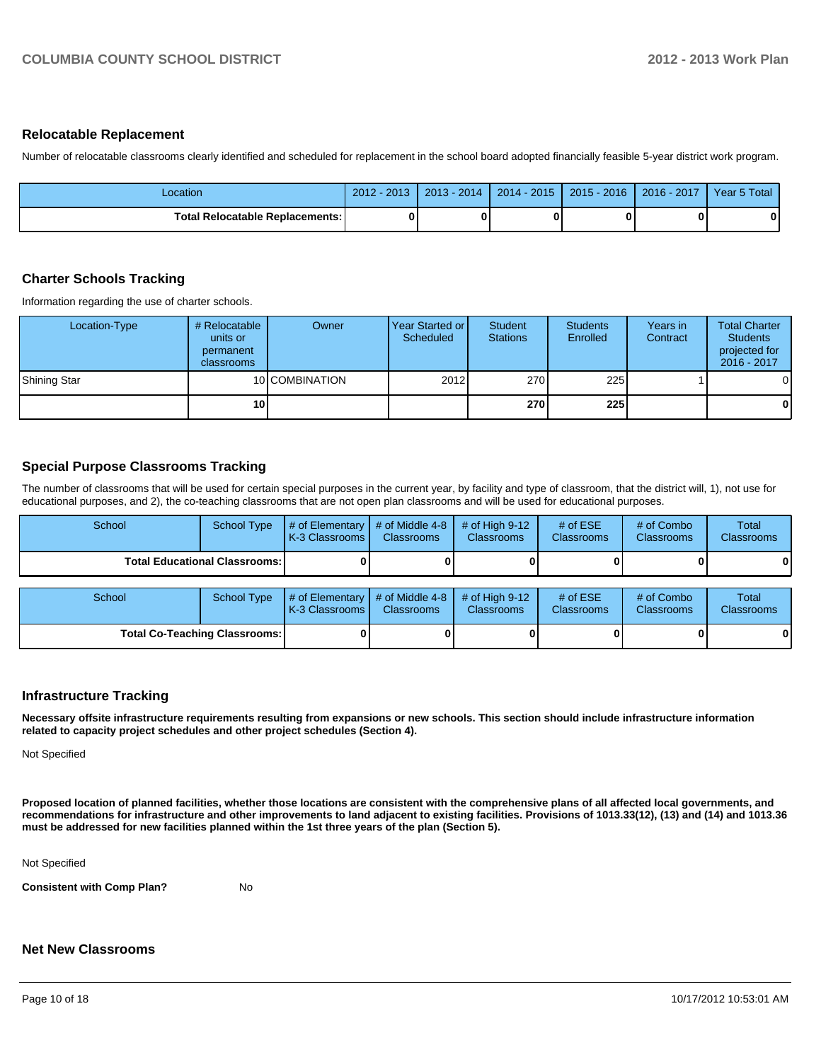## Relocatable Replacement

Number of relocatable classrooms clearly identified and scheduled for replacement in the school board adopted financially feasible 5-year district work program.

| Location | 2012 - 2013 | 2013 - 2014 | 2014 - 2015 | 2015 - 2016 | 2016 - 2017 | Year 5 Total |
|---|---|---|---|---|---|---|
| **Total Relocatable Replacements:** | **0** | **0** | **0** | **0** | **0** | **0** |

## Charter Schools Tracking

Information regarding the use of charter schools.

| Location-Type | # Relocatable units or permanent classrooms | Owner | Year Started or Scheduled | Student Stations | Students Enrolled | Years in Contract | Total Charter Students projected for 2016 - 2017 |
|---|---|---|---|---|---|---|---|
| Shining Star | 10 | COMBINATION | 2012 | 270 | 225 | 1 | 0 |
| | **10** | | | **270** | **225** | | **0** |

## Special Purpose Classrooms Tracking

The number of classrooms that will be used for certain special purposes in the current year, by facility and type of classroom, that the district will, 1), not use for educational purposes, and 2), the co-teaching classrooms that are not open plan classrooms and will be used for educational purposes.

| School | School Type | # of Elementary K-3 Classrooms | # of Middle 4-8 Classrooms | # of High 9-12 Classrooms | # of ESE Classrooms | # of Combo Classrooms | Total Classrooms |
|---|---|---|---|---|---|---|---|
| **Total Educational Classrooms:** | | **0** | **0** | **0** | **0** | **0** | **0** |

| School | School Type | # of Elementary K-3 Classrooms | # of Middle 4-8 Classrooms | # of High 9-12 Classrooms | # of ESE Classrooms | # of Combo Classrooms | Total Classrooms |
|---|---|---|---|---|---|---|---|
| **Total Co-Teaching Classrooms:** | | **0** | **0** | **0** | **0** | **0** | **0** |

## Infrastructure Tracking

**Necessary offsite infrastructure requirements resulting from expansions or new schools. This section should include infrastructure information related to capacity project schedules and other project schedules (Section 4).**

Not Specified

**Proposed location of planned facilities, whether those locations are consistent with the comprehensive plans of all affected local governments, and recommendations for infrastructure and other improvements to land adjacent to existing facilities. Provisions of 1013.33(12), (13) and (14) and 1013.36 must be addressed for new facilities planned within the 1st three years of the plan (Section 5).**

Not Specified

**Consistent with Comp Plan?** No

## Net New Classrooms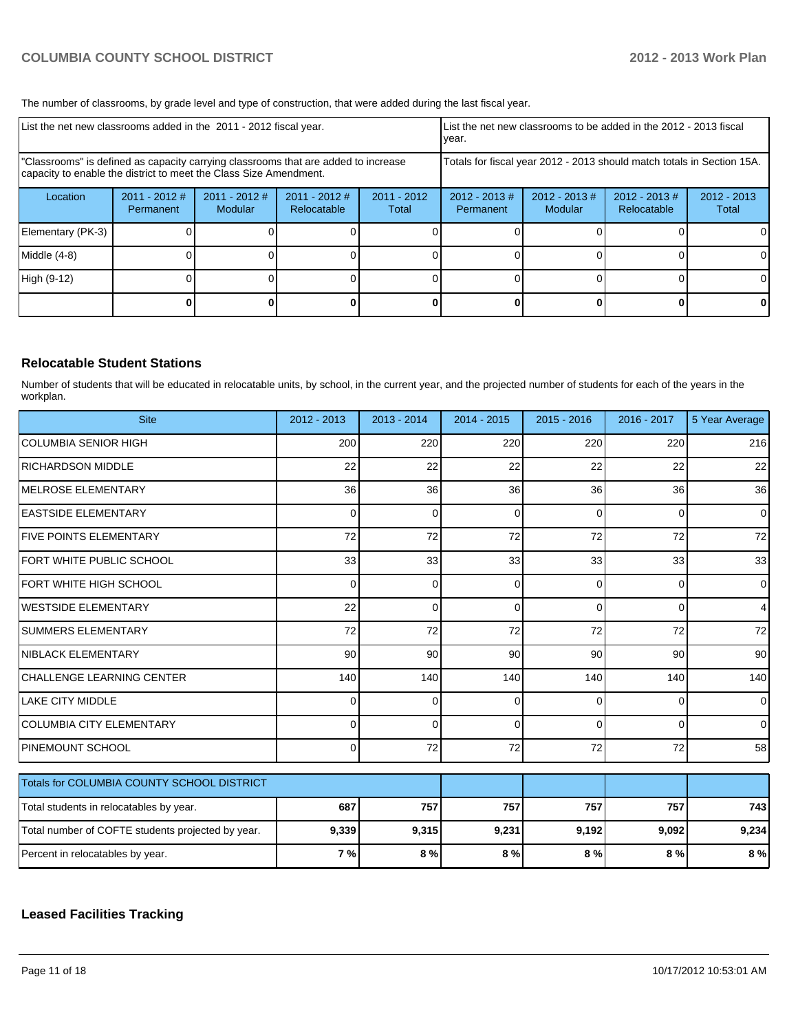The number of classrooms, by grade level and type of construction, that were added during the last fiscal year.

| List the net new classrooms added in the 2011 - 2012 fiscal year. | | | | | List the net new classrooms to be added in the 2012 - 2013 fiscal year. | | | |
|---|---|---|---|---|---|---|---|---|
| "Classrooms" is defined as capacity carrying classrooms that are added to increase capacity to enable the district to meet the Class Size Amendment. | | | | | Totals for fiscal year 2012 - 2013 should match totals in Section 15A. | | | |
| Location | 2011 - 2012 # Permanent | 2011 - 2012 # Modular | 2011 - 2012 # Relocatable | 2011 - 2012 Total | 2012 - 2013 # Permanent | 2012 - 2013 # Modular | 2012 - 2013 # Relocatable | 2012 - 2013 Total |
| Elementary (PK-3) | 0 | 0 | 0 | 0 | 0 | 0 | 0 | 0 |
| Middle (4-8) | 0 | 0 | 0 | 0 | 0 | 0 | 0 | 0 |
| High (9-12) | 0 | 0 | 0 | 0 | 0 | 0 | 0 | 0 |
| | **0** | **0** | **0** | **0** | **0** | **0** | **0** | **0** |

## Relocatable Student Stations

Number of students that will be educated in relocatable units, by school, in the current year, and the projected number of students for each of the years in the workplan.

| Site | 2012 - 2013 | 2013 - 2014 | 2014 - 2015 | 2015 - 2016 | 2016 - 2017 | 5 Year Average |
|---|---|---|---|---|---|---|
| COLUMBIA SENIOR HIGH | 200 | 220 | 220 | 220 | 220 | 216 |
| RICHARDSON MIDDLE | 22 | 22 | 22 | 22 | 22 | 22 |
| MELROSE ELEMENTARY | 36 | 36 | 36 | 36 | 36 | 36 |
| EASTSIDE ELEMENTARY | 0 | 0 | 0 | 0 | 0 | 0 |
| FIVE POINTS ELEMENTARY | 72 | 72 | 72 | 72 | 72 | 72 |
| FORT WHITE PUBLIC SCHOOL | 33 | 33 | 33 | 33 | 33 | 33 |
| FORT WHITE HIGH SCHOOL | 0 | 0 | 0 | 0 | 0 | 0 |
| WESTSIDE ELEMENTARY | 22 | 0 | 0 | 0 | 0 | 4 |
| SUMMERS ELEMENTARY | 72 | 72 | 72 | 72 | 72 | 72 |
| NIBLACK ELEMENTARY | 90 | 90 | 90 | 90 | 90 | 90 |
| CHALLENGE LEARNING CENTER | 140 | 140 | 140 | 140 | 140 | 140 |
| LAKE CITY MIDDLE | 0 | 0 | 0 | 0 | 0 | 0 |
| COLUMBIA CITY ELEMENTARY | 0 | 0 | 0 | 0 | 0 | 0 |
| PINEMOUNT SCHOOL | 0 | 72 | 72 | 72 | 72 | 58 |

| Totals for COLUMBIA COUNTY SCHOOL DISTRICT | | | | | | |
|---|---|---|---|---|---|---|
| Total students in relocatables by year. | **687** | **757** | **757** | **757** | **757** | **743** |
| Total number of COFTE students projected by year. | **9,339** | **9,315** | **9,231** | **9,192** | **9,092** | **9,234** |
| Percent in relocatables by year. | **7 %** | **8 %** | **8 %** | **8 %** | **8 %** | **8 %** |

## Leased Facilities Tracking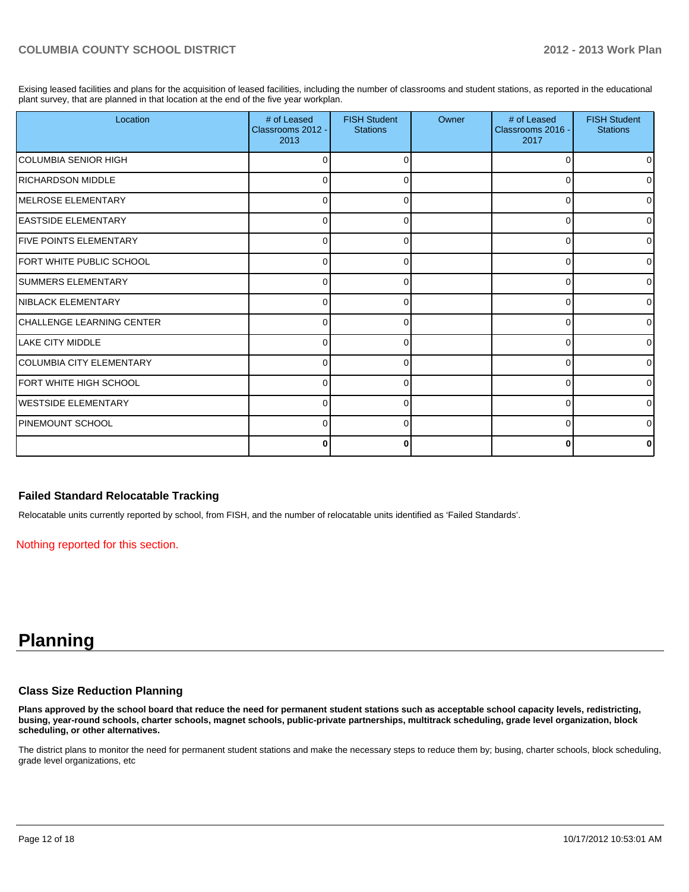Exising leased facilities and plans for the acquisition of leased facilities, including the number of classrooms and student stations, as reported in the educational plant survey, that are planned in that location at the end of the five year workplan.

| Location | # of Leased Classrooms 2012 - 2013 | FISH Student Stations | Owner | # of Leased Classrooms 2016 - 2017 | FISH Student Stations |
|---|---|---|---|---|---|
| COLUMBIA SENIOR HIGH | 0 | 0 | | 0 | 0 |
| RICHARDSON MIDDLE | 0 | 0 | | 0 | 0 |
| MELROSE ELEMENTARY | 0 | 0 | | 0 | 0 |
| EASTSIDE ELEMENTARY | 0 | 0 | | 0 | 0 |
| FIVE POINTS ELEMENTARY | 0 | 0 | | 0 | 0 |
| FORT WHITE PUBLIC SCHOOL | 0 | 0 | | 0 | 0 |
| SUMMERS ELEMENTARY | 0 | 0 | | 0 | 0 |
| NIBLACK ELEMENTARY | 0 | 0 | | 0 | 0 |
| CHALLENGE LEARNING CENTER | 0 | 0 | | 0 | 0 |
| LAKE CITY MIDDLE | 0 | 0 | | 0 | 0 |
| COLUMBIA CITY ELEMENTARY | 0 | 0 | | 0 | 0 |
| FORT WHITE HIGH SCHOOL | 0 | 0 | | 0 | 0 |
| WESTSIDE ELEMENTARY | 0 | 0 | | 0 | 0 |
| PINEMOUNT SCHOOL | 0 | 0 | | 0 | 0 |
| | **0** | **0** | | **0** | **0** |

### Failed Standard Relocatable Tracking

Relocatable units currently reported by school, from FISH, and the number of relocatable units identified as 'Failed Standards'.

Nothing reported for this section.

# Planning

### Class Size Reduction Planning

**Plans approved by the school board that reduce the need for permanent student stations such as acceptable school capacity levels, redistricting, busing, year-round schools, charter schools, magnet schools, public-private partnerships, multitrack scheduling, grade level organization, block scheduling, or other alternatives.**

The district plans to monitor the need for permanent student stations and make the necessary steps to reduce them by; busing, charter schools, block scheduling, grade level organizations, etc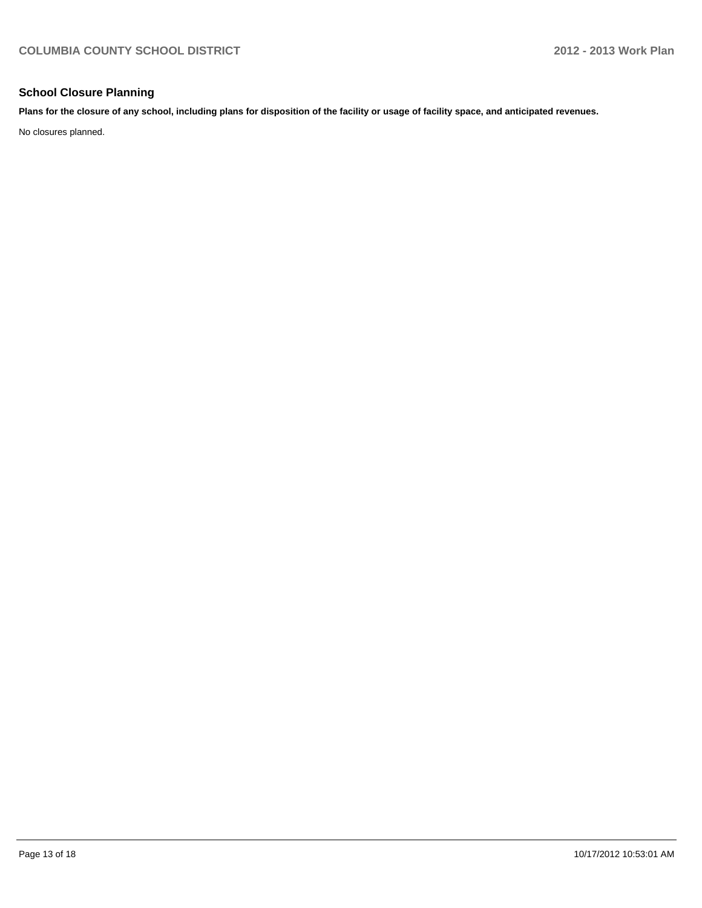## School Closure Planning

**Plans for the closure of any school, including plans for disposition of the facility or usage of facility space, and anticipated revenues.**

No closures planned.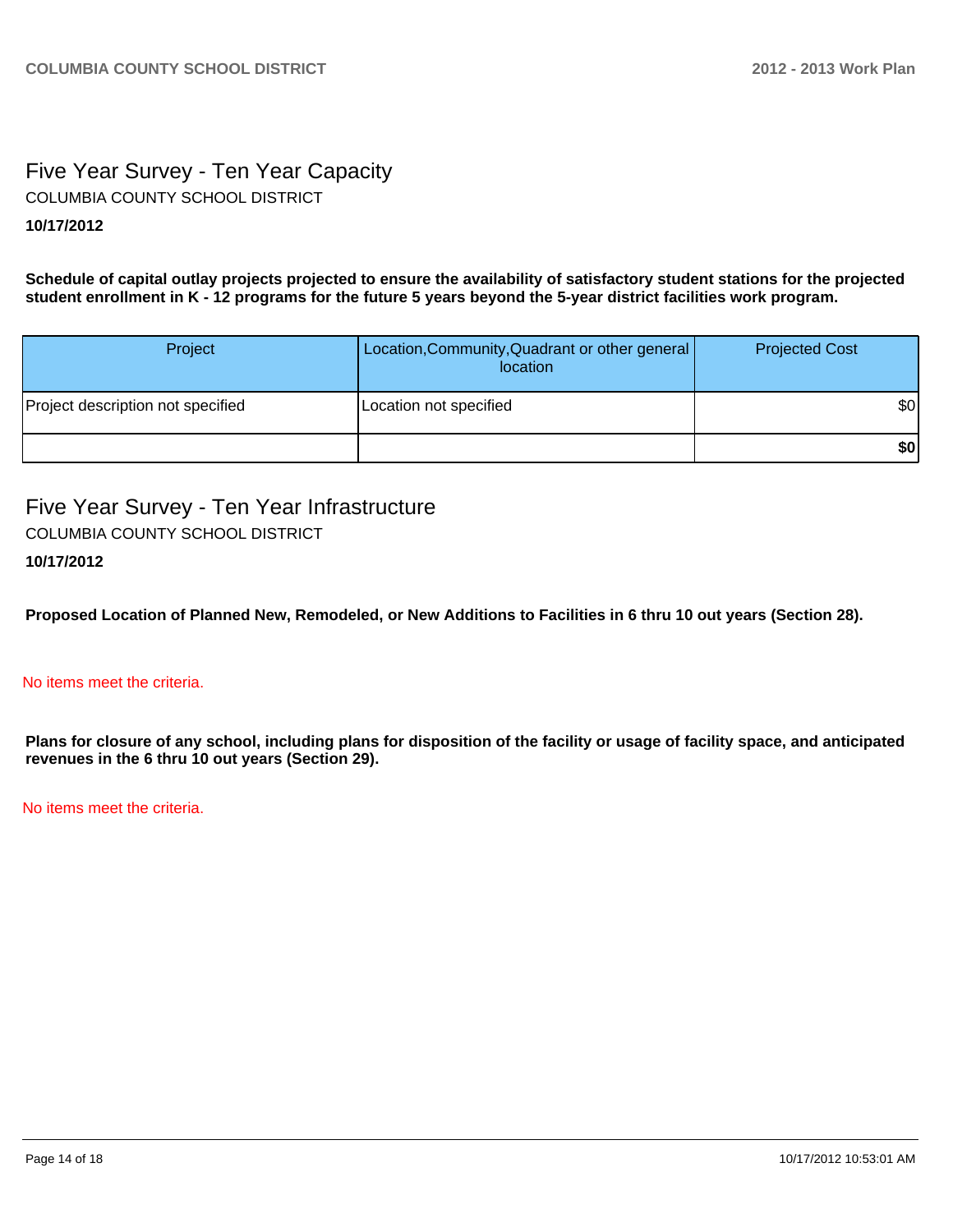## Five Year Survey - Ten Year Capacity

COLUMBIA COUNTY SCHOOL DISTRICT

**10/17/2012**

**Schedule of capital outlay projects projected to ensure the availability of satisfactory student stations for the projected student enrollment in K - 12 programs for the future 5 years beyond the 5-year district facilities work program.**

| Project | Location,Community,Quadrant or other general location | Projected Cost |
|---|---|---|
| Project description not specified | Location not specified | $0 |
| | | **$0** |

## Five Year Survey - Ten Year Infrastructure

COLUMBIA COUNTY SCHOOL DISTRICT

**10/17/2012**

**Proposed Location of Planned New, Remodeled, or New Additions to Facilities in 6 thru 10 out years (Section 28).**

No items meet the criteria.

**Plans for closure of any school, including plans for disposition of the facility or usage of facility space, and anticipated revenues in the 6 thru 10 out years (Section 29).**

No items meet the criteria.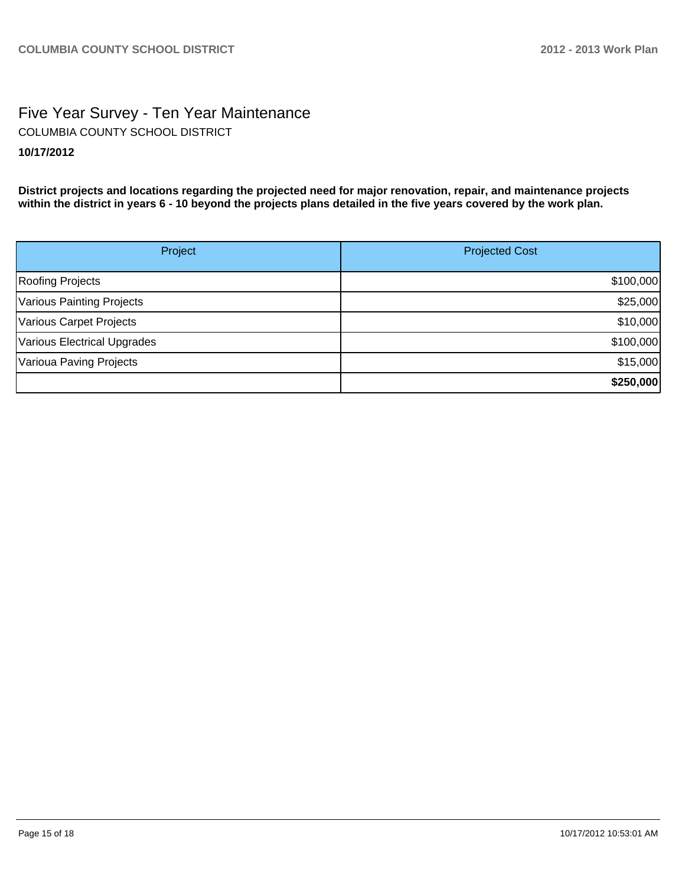# Five Year Survey - Ten Year Maintenance

COLUMBIA COUNTY SCHOOL DISTRICT

**10/17/2012**

**District projects and locations regarding the projected need for major renovation, repair, and maintenance projects within the district in years 6 - 10 beyond the projects plans detailed in the five years covered by the work plan.**

| Project | Projected Cost |
|---|---:|
| Roofing Projects | $100,000 |
| Various Painting Projects | $25,000 |
| Various Carpet Projects | $10,000 |
| Various Electrical Upgrades | $100,000 |
| Varioua Paving Projects | $15,000 |
| | **$250,000** |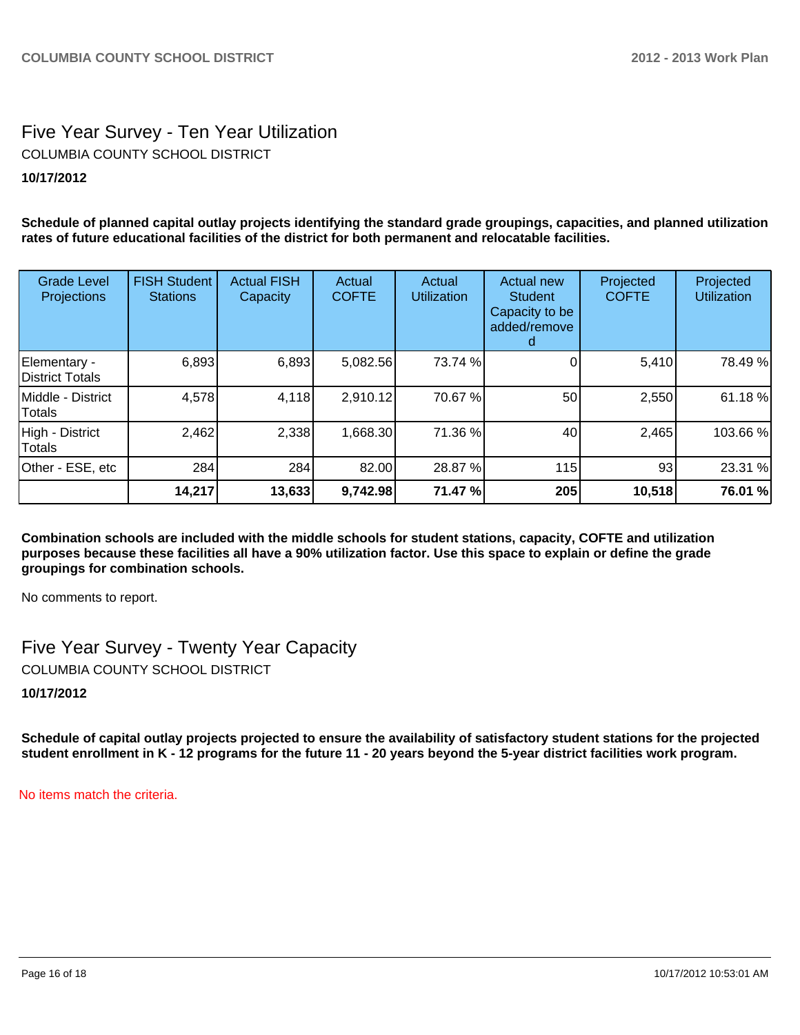## Five Year Survey - Ten Year Utilization

COLUMBIA COUNTY SCHOOL DISTRICT

**10/17/2012**

**Schedule of planned capital outlay projects identifying the standard grade groupings, capacities, and planned utilization rates of future educational facilities of the district for both permanent and relocatable facilities.**

| Grade Level Projections | FISH Student Stations | Actual FISH Capacity | Actual COFTE | Actual Utilization | Actual new Student Capacity to be added/removed | Projected COFTE | Projected Utilization |
|---|---|---|---|---|---|---|---|
| Elementary - District Totals | 6,893 | 6,893 | 5,082.56 | 73.74 % | 0 | 5,410 | 78.49 % |
| Middle - District Totals | 4,578 | 4,118 | 2,910.12 | 70.67 % | 50 | 2,550 | 61.18 % |
| High - District Totals | 2,462 | 2,338 | 1,668.30 | 71.36 % | 40 | 2,465 | 103.66 % |
| Other - ESE, etc | 284 | 284 | 82.00 | 28.87 % | 115 | 93 | 23.31 % |
| | **14,217** | **13,633** | **9,742.98** | **71.47 %** | **205** | **10,518** | **76.01 %** |

**Combination schools are included with the middle schools for student stations, capacity, COFTE and utilization purposes because these facilities all have a 90% utilization factor. Use this space to explain or define the grade groupings for combination schools.**

No comments to report.

## Five Year Survey - Twenty Year Capacity

COLUMBIA COUNTY SCHOOL DISTRICT

**10/17/2012**

**Schedule of capital outlay projects projected to ensure the availability of satisfactory student stations for the projected student enrollment in K - 12 programs for the future 11 - 20 years beyond the 5-year district facilities work program.**

No items match the criteria.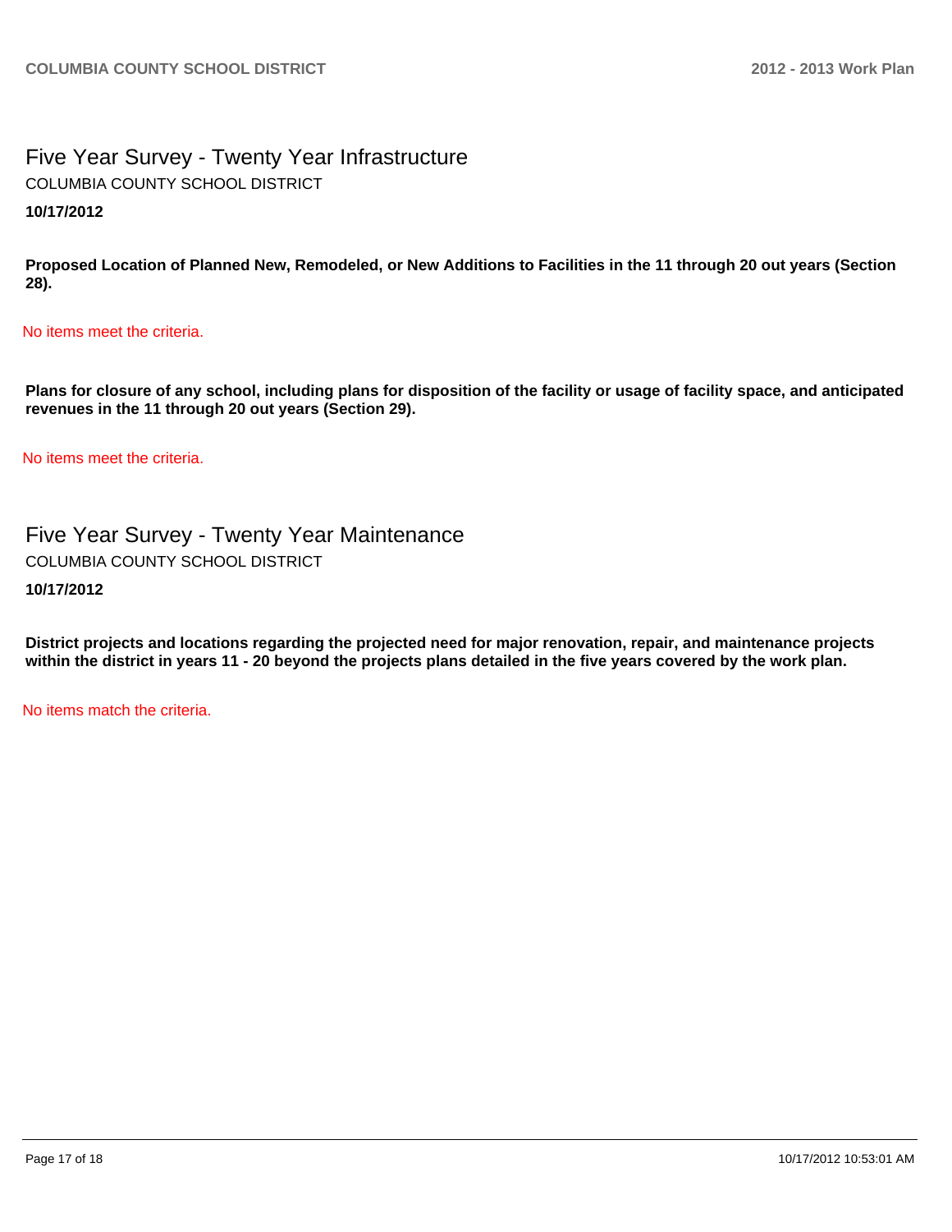## Five Year Survey - Twenty Year Infrastructure

COLUMBIA COUNTY SCHOOL DISTRICT

**10/17/2012**

**Proposed Location of Planned New, Remodeled, or New Additions to Facilities in the 11 through 20 out years (Section 28).**

No items meet the criteria.

**Plans for closure of any school, including plans for disposition of the facility or usage of facility space, and anticipated revenues in the 11 through 20 out years (Section 29).**

No items meet the criteria.

## Five Year Survey - Twenty Year Maintenance

COLUMBIA COUNTY SCHOOL DISTRICT

**10/17/2012**

**District projects and locations regarding the projected need for major renovation, repair, and maintenance projects within the district in years 11 - 20 beyond the projects plans detailed in the five years covered by the work plan.**

No items match the criteria.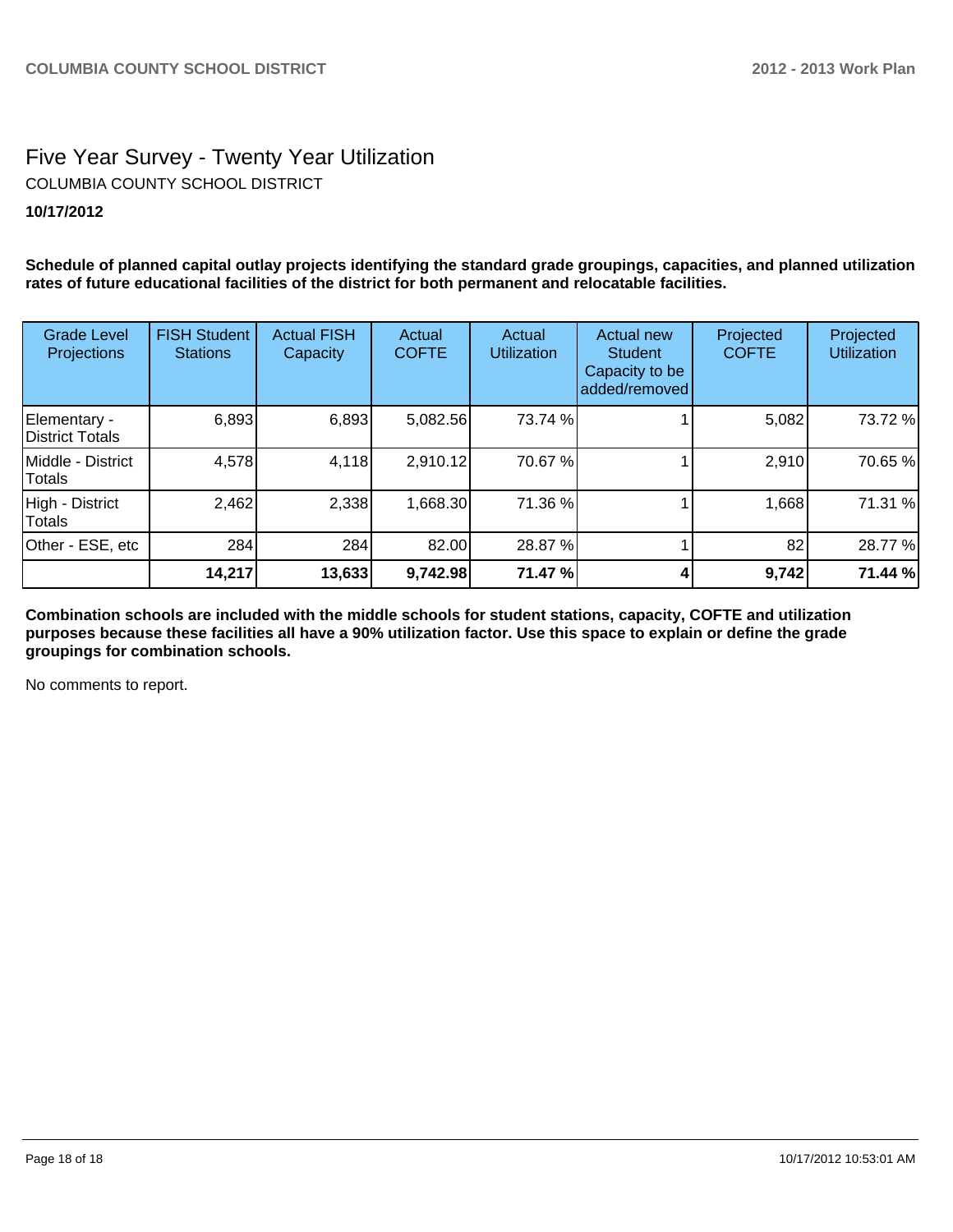# Five Year Survey - Twenty Year Utilization

COLUMBIA COUNTY SCHOOL DISTRICT

**10/17/2012**

**Schedule of planned capital outlay projects identifying the standard grade groupings, capacities, and planned utilization rates of future educational facilities of the district for both permanent and relocatable facilities.**

| Grade Level Projections | FISH Student Stations | Actual FISH Capacity | Actual COFTE | Actual Utilization | Actual new Student Capacity to be added/removed | Projected COFTE | Projected Utilization |
|---|---|---|---|---|---|---|---|
| Elementary - District Totals | 6,893 | 6,893 | 5,082.56 | 73.74 % | 1 | 5,082 | 73.72 % |
| Middle - District Totals | 4,578 | 4,118 | 2,910.12 | 70.67 % | 1 | 2,910 | 70.65 % |
| High - District Totals | 2,462 | 2,338 | 1,668.30 | 71.36 % | 1 | 1,668 | 71.31 % |
| Other - ESE, etc | 284 | 284 | 82.00 | 28.87 % | 1 | 82 | 28.77 % |
| | **14,217** | **13,633** | **9,742.98** | **71.47 %** | **4** | **9,742** | **71.44 %** |

**Combination schools are included with the middle schools for student stations, capacity, COFTE and utilization purposes because these facilities all have a 90% utilization factor. Use this space to explain or define the grade groupings for combination schools.**

No comments to report.